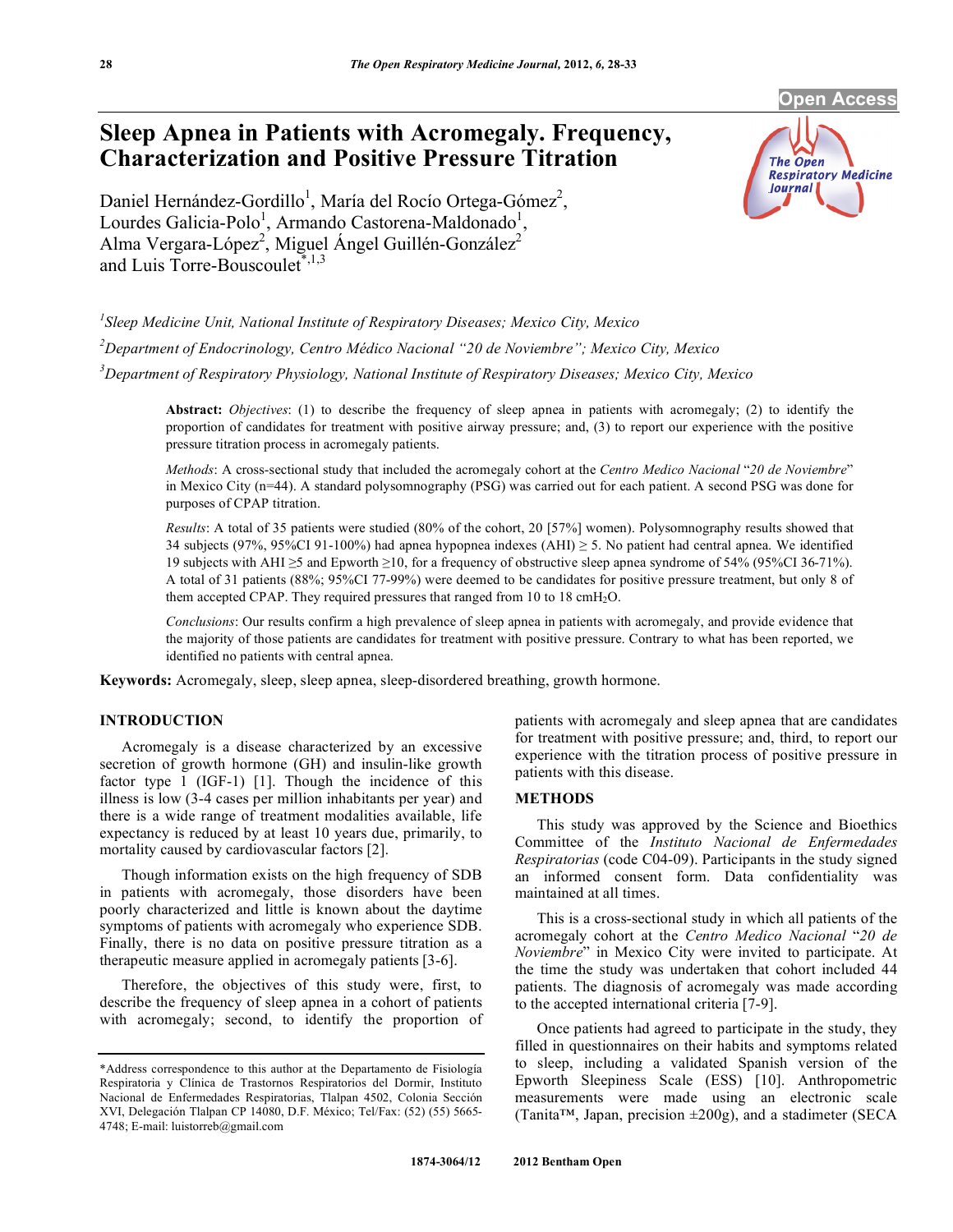# Sleep Apnea in Patients with Acromegaly. Frequency, Characterization and Positive Pressure Titration

Daniel Hernández-Gordillo[1], María del Rocío Ortega-Gómez[2], Lourdes Galicia-Polo[1], Armando Castorena-Maldonado[1], Alma Vergara-López[2], Miguel Ángel Guillén-González[2] and Luis Torre-Bouscoulet[*,1,3]

[1]*Sleep Medicine Unit, National Institute of Respiratory Diseases; Mexico City, Mexico*

[2]*Department of Endocrinology, Centro Médico Nacional "20 de Noviembre"; Mexico City, Mexico*

[3]*Department of Respiratory Physiology, National Institute of Respiratory Diseases; Mexico City, Mexico*

**Abstract:** *Objectives*: (1) to describe the frequency of sleep apnea in patients with acromegaly; (2) to identify the proportion of candidates for treatment with positive airway pressure; and, (3) to report our experience with the positive pressure titration process in acromegaly patients.

*Methods*: A cross-sectional study that included the acromegaly cohort at the *Centro Medico Nacional* "*20 de Noviembre*" in Mexico City (n=44). A standard polysomnography (PSG) was carried out for each patient. A second PSG was done for purposes of CPAP titration.

*Results*: A total of 35 patients were studied (80% of the cohort, 20 [57%] women). Polysomnography results showed that 34 subjects (97%, 95%CI 91-100%) had apnea hypopnea indexes (AHI) ≥ 5. No patient had central apnea. We identified 19 subjects with AHI ≥5 and Epworth ≥10, for a frequency of obstructive sleep apnea syndrome of 54% (95%CI 36-71%). A total of 31 patients (88%; 95%CI 77-99%) were deemed to be candidates for positive pressure treatment, but only 8 of them accepted CPAP. They required pressures that ranged from 10 to 18 cm$H_2O$.

*Conclusions*: Our results confirm a high prevalence of sleep apnea in patients with acromegaly, and provide evidence that the majority of those patients are candidates for treatment with positive pressure. Contrary to what has been reported, we identified no patients with central apnea.

**Keywords:** Acromegaly, sleep, sleep apnea, sleep-disordered breathing, growth hormone.

## INTRODUCTION

Acromegaly is a disease characterized by an excessive secretion of growth hormone (GH) and insulin-like growth factor type 1 (IGF-1) [1]. Though the incidence of this illness is low (3-4 cases per million inhabitants per year) and there is a wide range of treatment modalities available, life expectancy is reduced by at least 10 years due, primarily, to mortality caused by cardiovascular factors [2].

Though information exists on the high frequency of SDB in patients with acromegaly, those disorders have been poorly characterized and little is known about the daytime symptoms of patients with acromegaly who experience SDB. Finally, there is no data on positive pressure titration as a therapeutic measure applied in acromegaly patients [3-6].

Therefore, the objectives of this study were, first, to describe the frequency of sleep apnea in a cohort of patients with acromegaly; second, to identify the proportion of patients with acromegaly and sleep apnea that are candidates for treatment with positive pressure; and, third, to report our experience with the titration process of positive pressure in patients with this disease.

## METHODS

This study was approved by the Science and Bioethics Committee of the *Instituto Nacional de Enfermedades Respiratorias* (code C04-09). Participants in the study signed an informed consent form. Data confidentiality was maintained at all times.

This is a cross-sectional study in which all patients of the acromegaly cohort at the *Centro Medico Nacional* "*20 de Noviembre*" in Mexico City were invited to participate. At the time the study was undertaken that cohort included 44 patients. The diagnosis of acromegaly was made according to the accepted international criteria [7-9].

Once patients had agreed to participate in the study, they filled in questionnaires on their habits and symptoms related to sleep, including a validated Spanish version of the Epworth Sleepiness Scale (ESS) [10]. Anthropometric measurements were made using an electronic scale (Tanita™, Japan, precision ±200g), and a stadimeter (SECA

*Address correspondence to this author at the Departamento de Fisiología Respiratoria y Clínica de Trastornos Respiratorios del Dormir, Instituto Nacional de Enfermedades Respiratorias, Tlalpan 4502, Colonia Sección XVI, Delegación Tlalpan CP 14080, D.F. México; Tel/Fax: (52) (55) 5665-4748; E-mail: luistorreb@gmail.com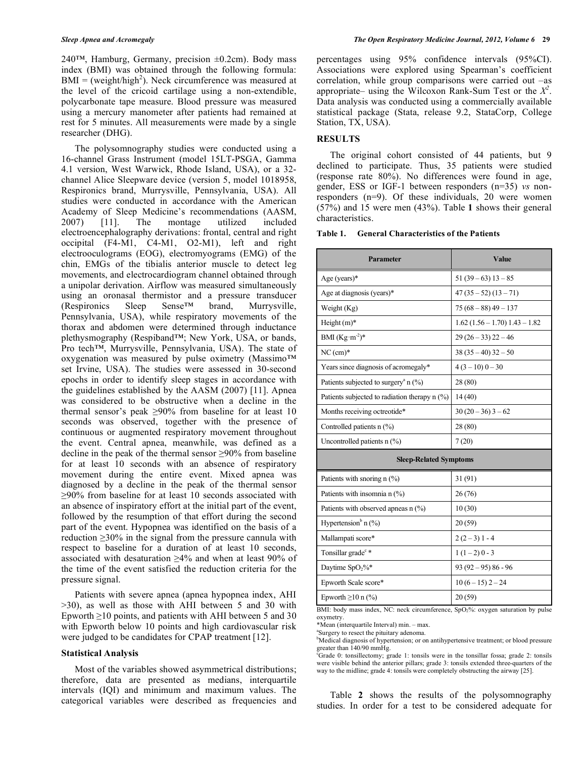240™, Hamburg, Germany, precision ±0.2cm). Body mass index (BMI) was obtained through the following formula: BMI = (weight/high$^2$). Neck circumference was measured at the level of the cricoid cartilage using a non-extendible, polycarbonate tape measure. Blood pressure was measured using a mercury manometer after patients had remained at rest for 5 minutes. All measurements were made by a single researcher (DHG).

The polysomnography studies were conducted using a 16-channel Grass Instrument (model 15LT-PSGA, Gamma 4.1 version, West Warwick, Rhode Island, USA), or a 32-channel Alice Sleepware device (version 5, model 1018958, Respironics brand, Murrysville, Pennsylvania, USA). All studies were conducted in accordance with the American Academy of Sleep Medicine's recommendations (AASM, 2007) [11]. The montage utilized included electroencephalography derivations: frontal, central and right occipital (F4-M1, C4-M1, O2-M1), left and right electrooculograms (EOG), electromyograms (EMG) of the chin, EMGs of the tibialis anterior muscle to detect leg movements, and electrocardiogram channel obtained through a unipolar derivation. Airflow was measured simultaneously using an oronasal thermistor and a pressure transducer (Respironics Sleep Sense™ brand, Murrysville, Pennsylvania, USA), while respiratory movements of the thorax and abdomen were determined through inductance plethysmography (Respiband™; New York, USA, or bands, Pro tech™, Murrysville, Pennsylvania, USA). The state of oxygenation was measured by pulse oximetry (Massimo™ set Irvine, USA). The studies were assessed in 30-second epochs in order to identify sleep stages in accordance with the guidelines established by the AASM (2007) [11]. Apnea was considered to be obstructive when a decline in the thermal sensor's peak ≥90% from baseline for at least 10 seconds was observed, together with the presence of continuous or augmented respiratory movement throughout the event. Central apnea, meanwhile, was defined as a decline in the peak of the thermal sensor ≥90% from baseline for at least 10 seconds with an absence of respiratory movement during the entire event. Mixed apnea was diagnosed by a decline in the peak of the thermal sensor ≥90% from baseline for at least 10 seconds associated with an absence of inspiratory effort at the initial part of the event, followed by the resumption of that effort during the second part of the event. Hypopnea was identified on the basis of a reduction ≥30% in the signal from the pressure cannula with respect to baseline for a duration of at least 10 seconds, associated with desaturation ≥4% and when at least 90% of the time of the event satisfied the reduction criteria for the pressure signal.

Patients with severe apnea (apnea hypopnea index, AHI >30), as well as those with AHI between 5 and 30 with Epworth ≥10 points, and patients with AHI between 5 and 30 with Epworth below 10 points and high cardiovascular risk were judged to be candidates for CPAP treatment [12].

### Statistical Analysis

Most of the variables showed asymmetrical distributions; therefore, data are presented as medians, interquartile intervals (IQI) and minimum and maximum values. The categorical variables were described as frequencies and percentages using 95% confidence intervals (95%CI). Associations were explored using Spearman's coefficient correlation, while group comparisons were carried out –as appropriate– using the Wilcoxon Rank-Sum Test or the $X^2$. Data analysis was conducted using a commercially available statistical package (Stata, release 9.2, StataCorp, College Station, TX, USA).

## RESULTS

The original cohort consisted of 44 patients, but 9 declined to participate. Thus, 35 patients were studied (response rate 80%). No differences were found in age, gender, ESS or IGF-1 between responders (n=35) *vs* non-responders (n=9). Of these individuals, 20 were women (57%) and 15 were men (43%). Table **1** shows their general characteristics.

**Table 1. General Characteristics of the Patients**

| Parameter | Value |
|---|---|
| Age (years)* | 51 (39 – 63) 13 – 85 |
| Age at diagnosis (years)* | 47 (35 – 52) (13 – 71) |
| Weight (Kg) | 75 (68 – 88) 49 – 137 |
| Height (m)* | 1.62 (1.56 – 1.70) 1.43 – 1.82 |
| BMI (Kg·m$^{-2}$)* | 29 (26 – 33) 22 – 46 |
| NC (cm)* | 38 (35 – 40) 32 – 50 |
| Years since diagnosis of acromegaly* | 4 (3 – 10) 0 – 30 |
| Patients subjected to surgery[a] n (%) | 28 (80) |
| Patients subjected to radiation therapy n (%) | 14 (40) |
| Months receiving octreotide* | 30 (20 – 36) 3 – 62 |
| Controlled patients n (%) | 28 (80) |
| Uncontrolled patients n (%) | 7 (20) |
| **Sleep-Related Symptoms** | |
| Patients with snoring n (%) | 31 (91) |
| Patients with insomnia n (%) | 26 (76) |
| Patients with observed apneas n (%) | 10 (30) |
| Hypertension[b] n (%) | 20 (59) |
| Mallampati score* | 2 (2 – 3) 1 - 4 |
| Tonsillar grade[c] * | 1 (1 – 2) 0 - 3 |
| Daytime $SpO_2$%* | 93 (92 – 95) 86 - 96 |
| Epworth Scale score* | 10 (6 – 15) 2 – 24 |
| Epworth ≥10 n (%) | 20 (59) |

BMI: body mass index, NC: neck circumference, $SpO_2$%: oxygen saturation by pulse oxymetry.

*Mean (interquartile Interval) min. – max.

[a]Surgery to resect the pituitary adenoma.

[b]Medical diagnosis of hypertension; or on antihypertensive treatment; or blood pressure greater than 140/90 mmHg.

[c]Grade 0: tonsillectomy; grade 1: tonsils were in the tonsillar fossa; grade 2: tonsils were visible behind the anterior pillars; grade 3: tonsils extended three-quarters of the way to the midline; grade 4: tonsils were completely obstructing the airway [25].

Table **2** shows the results of the polysomnography studies. In order for a test to be considered adequate for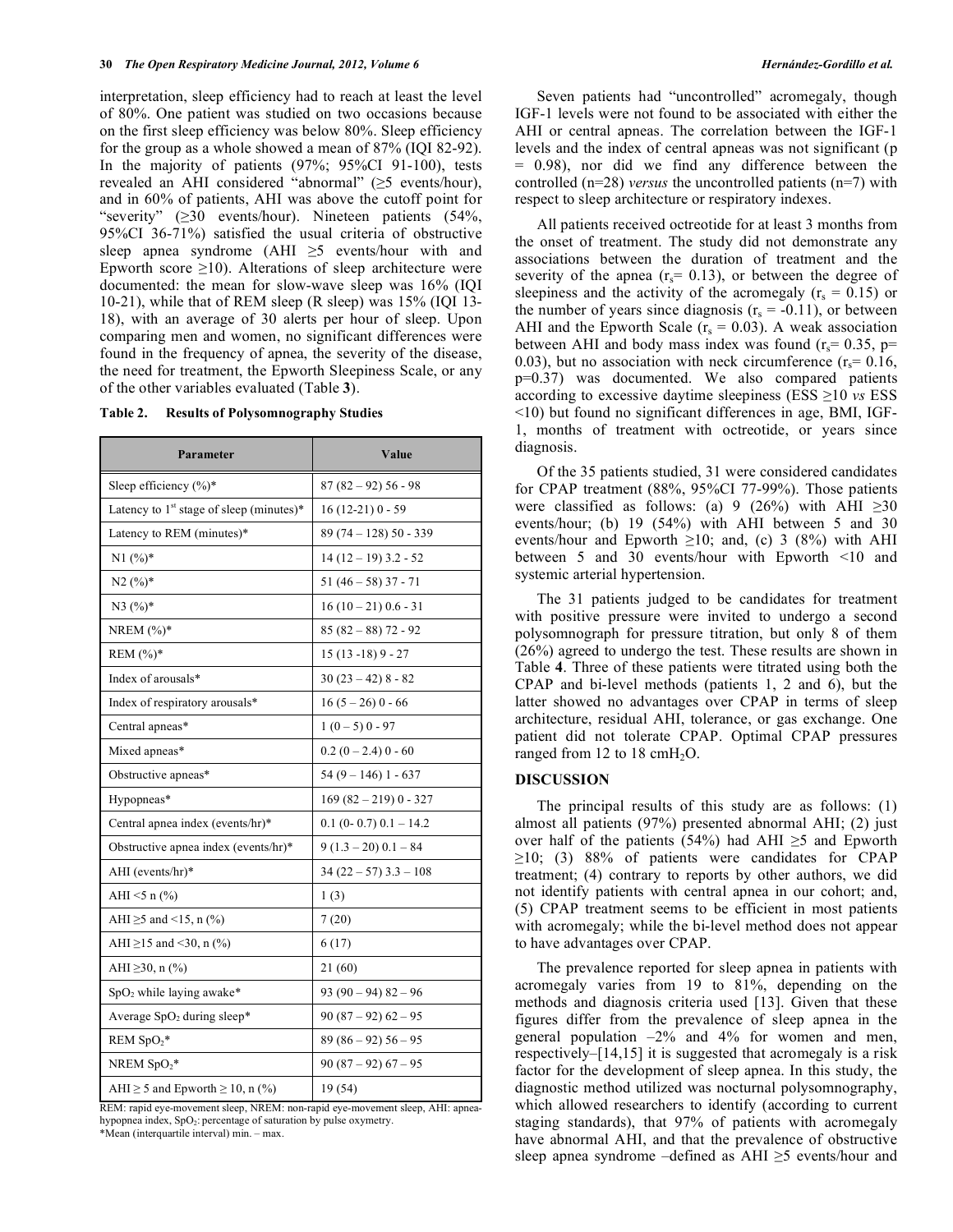interpretation, sleep efficiency had to reach at least the level of 80%. One patient was studied on two occasions because on the first sleep efficiency was below 80%. Sleep efficiency for the group as a whole showed a mean of 87% (IQI 82-92). In the majority of patients (97%; 95%CI 91-100), tests revealed an AHI considered "abnormal" (≥5 events/hour), and in 60% of patients, AHI was above the cutoff point for "severity" (≥30 events/hour). Nineteen patients (54%, 95%CI 36-71%) satisfied the usual criteria of obstructive sleep apnea syndrome (AHI ≥5 events/hour with and Epworth score ≥10). Alterations of sleep architecture were documented: the mean for slow-wave sleep was 16% (IQI 10-21), while that of REM sleep (R sleep) was 15% (IQI 13-18), with an average of 30 alerts per hour of sleep. Upon comparing men and women, no significant differences were found in the frequency of apnea, the severity of the disease, the need for treatment, the Epworth Sleepiness Scale, or any of the other variables evaluated (Table **3**).

**Table 2. Results of Polysomnography Studies**

| Parameter | Value |
|---|---|
| Sleep efficiency (%)* | 87 (82 – 92) 56 - 98 |
| Latency to 1st stage of sleep (minutes)* | 16 (12-21) 0 - 59 |
| Latency to REM (minutes)* | 89 (74 – 128) 50 - 339 |
| N1 (%)* | 14 (12 – 19) 3.2 - 52 |
| N2 (%)* | 51 (46 – 58) 37 - 71 |
| N3 (%)* | 16 (10 – 21) 0.6 - 31 |
| NREM (%)* | 85 (82 – 88) 72 - 92 |
| REM (%)* | 15 (13 -18) 9 - 27 |
| Index of arousals* | 30 (23 – 42) 8 - 82 |
| Index of respiratory arousals* | 16 (5 – 26) 0 - 66 |
| Central apneas* | 1 (0 – 5) 0 - 97 |
| Mixed apneas* | 0.2 (0 – 2.4) 0 - 60 |
| Obstructive apneas* | 54 (9 – 146) 1 - 637 |
| Hypopneas* | 169 (82 – 219) 0 - 327 |
| Central apnea index (events/hr)* | 0.1 (0- 0.7) 0.1 – 14.2 |
| Obstructive apnea index (events/hr)* | 9 (1.3 – 20) 0.1 – 84 |
| AHI (events/hr)* | 34 (22 – 57) 3.3 – 108 |
| AHI <5 n (%) | 1 (3) |
| AHI ≥5 and <15, n (%) | 7 (20) |
| AHI ≥15 and <30, n (%) | 6 (17) |
| AHI ≥30, n (%) | 21 (60) |
| $SpO_2$ while laying awake* | 93 (90 – 94) 82 – 96 |
| Average $SpO_2$ during sleep* | 90 (87 – 92) 62 – 95 |
| REM $SpO_2$* | 89 (86 – 92) 56 – 95 |
| NREM $SpO_2$* | 90 (87 – 92) 67 – 95 |
| AHI ≥ 5 and Epworth ≥ 10, n (%) | 19 (54) |

REM: rapid eye-movement sleep, NREM: non-rapid eye-movement sleep, AHI: apnea-hypopnea index, $SpO_2$: percentage of saturation by pulse oximetry.
*Mean (interquartile interval) min. – max.

Seven patients had "uncontrolled" acromegaly, though IGF-1 levels were not found to be associated with either the AHI or central apneas. The correlation between the IGF-1 levels and the index of central apneas was not significant (p = 0.98), nor did we find any difference between the controlled (n=28) *versus* the uncontrolled patients (n=7) with respect to sleep architecture or respiratory indexes.

All patients received octreotide for at least 3 months from the onset of treatment. The study did not demonstrate any associations between the duration of treatment and the severity of the apnea ($r_s$= 0.13), or between the degree of sleepiness and the activity of the acromegaly ($r_s$ = 0.15) or the number of years since diagnosis ($r_s$ = -0.11), or between AHI and the Epworth Scale ($r_s$ = 0.03). A weak association between AHI and body mass index was found ($r_s$= 0.35, p= 0.03), but no association with neck circumference ($r_s$= 0.16, p=0.37) was documented. We also compared patients according to excessive daytime sleepiness (ESS ≥10 *vs* ESS <10) but found no significant differences in age, BMI, IGF-1, months of treatment with octreotide, or years since diagnosis.

Of the 35 patients studied, 31 were considered candidates for CPAP treatment (88%, 95%CI 77-99%). Those patients were classified as follows: (a) 9 (26%) with AHI ≥30 events/hour; (b) 19 (54%) with AHI between 5 and 30 events/hour and Epworth ≥10; and, (c) 3 (8%) with AHI between 5 and 30 events/hour with Epworth <10 and systemic arterial hypertension.

The 31 patients judged to be candidates for treatment with positive pressure were invited to undergo a second polysomnograph for pressure titration, but only 8 of them (26%) agreed to undergo the test. These results are shown in Table **4**. Three of these patients were titrated using both the CPAP and bi-level methods (patients 1, 2 and 6), but the latter showed no advantages over CPAP in terms of sleep architecture, residual AHI, tolerance, or gas exchange. One patient did not tolerate CPAP. Optimal CPAP pressures ranged from 12 to 18 $cmH_2O$.

## DISCUSSION

The principal results of this study are as follows: (1) almost all patients (97%) presented abnormal AHI; (2) just over half of the patients (54%) had AHI ≥5 and Epworth ≥10; (3) 88% of patients were candidates for CPAP treatment; (4) contrary to reports by other authors, we did not identify patients with central apnea in our cohort; and, (5) CPAP treatment seems to be efficient in most patients with acromegaly; while the bi-level method does not appear to have advantages over CPAP.

The prevalence reported for sleep apnea in patients with acromegaly varies from 19 to 81%, depending on the methods and diagnosis criteria used [13]. Given that these figures differ from the prevalence of sleep apnea in the general population –2% and 4% for women and men, respectively–[14,15] it is suggested that acromegaly is a risk factor for the development of sleep apnea. In this study, the diagnostic method utilized was nocturnal polysomnography, which allowed researchers to identify (according to current staging standards), that 97% of patients with acromegaly have abnormal AHI, and that the prevalence of obstructive sleep apnea syndrome –defined as AHI ≥5 events/hour and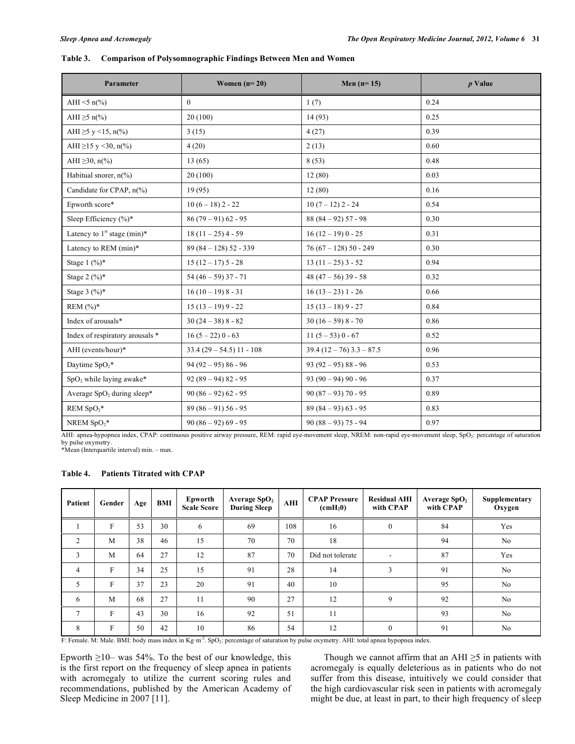**Table 3. Comparison of Polysomnographic Findings Between Men and Women**

| Parameter | Women (n= 20) | Men (n= 15) | *p* Value |
|---|---|---|---|
| AHI <5 n(%) | 0 | 1 (7) | 0.24 |
| AHI ≥5 n(%) | 20 (100) | 14 (93) | 0.25 |
| AHI ≥5 y <15, n(%) | 3 (15) | 4 (27) | 0.39 |
| AHI ≥15 y <30, n(%) | 4 (20) | 2 (13) | 0.60 |
| AHI ≥30, n(%) | 13 (65) | 8 (53) | 0.48 |
| Habitual snorer, n(%) | 20 (100) | 12 (80) | 0.03 |
| Candidate for CPAP, n(%) | 19 (95) | 12 (80) | 0.16 |
| Epworth score* | 10 (6 – 18) 2 - 22 | 10 (7 – 12) 2 - 24 | 0.54 |
| Sleep Efficiency (%)* | 86 (79 – 91) 62 - 95 | 88 (84 – 92) 57 - 98 | 0.30 |
| Latency to 1st stage (min)* | 18 (11 – 25) 4 - 59 | 16 (12 – 19) 0 - 25 | 0.31 |
| Latency to REM (min)* | 89 (84 – 128) 52 - 339 | 76 (67 – 128) 50 - 249 | 0.30 |
| Stage 1 (%)* | 15 (12 – 17) 5 - 28 | 13 (11 – 25) 3 - 52 | 0.94 |
| Stage 2 (%)* | 54 (46 – 59) 37 - 71 | 48 (47 – 56) 39 - 58 | 0.32 |
| Stage 3 (%)* | 16 (10 – 19) 8 - 31 | 16 (13 – 23) 1 - 26 | 0.66 |
| REM (%)* | 15 (13 – 19) 9 - 22 | 15 (13 – 18) 9 - 27 | 0.84 |
| Index of arousals* | 30 (24 – 38) 8 - 82 | 30 (16 – 59) 8 - 70 | 0.86 |
| Index of respiratory arousals * | 16 (5 – 22) 0 - 63 | 11 (5 – 53) 0 - 67 | 0.52 |
| AHI (events/hour)* | 33.4 (29 – 54.5) 11 - 108 | 39.4 (12 – 76) 3.3 – 87.5 | 0.96 |
| Daytime $SpO_2$* | 94 (92 – 95) 86 - 96 | 93 (92 – 95) 88 - 96 | 0.53 |
| $SpO_2$ while laying awake* | 92 (89 – 94) 82 - 95 | 93 (90 – 94) 90 - 96 | 0.37 |
| Average $SpO_2$ during sleep* | 90 (86 – 92) 62 - 95 | 90 (87 – 93) 70 - 95 | 0.89 |
| REM $SpO_2$* | 89 (86 – 91) 56 - 95 | 89 (84 – 93) 63 - 95 | 0.83 |
| NREM $SpO_2$* | 90 (86 – 92) 69 - 95 | 90 (88 – 93) 75 - 94 | 0.97 |

AHI: apnea-hypopnea index, CPAP: continuous positive airway pressure, REM: rapid eye-movement sleep, NREM: non-rapid eye-movement sleep, $SpO_2$: percentage of saturation by pulse oxymetry.
*Mean (Interquartile interval) min. – max.

**Table 4. Patients Titrated with CPAP**

| Patient | Gender | Age | BMI | Epworth Scale Score | Average $SpO_2$ During Sleep | AHI | CPAP Pressure ($cmH_20$) | Residual AHI with CPAP | Average $SpO_2$ with CPAP | Supplementary Oxygen |
|---|---|---|---|---|---|---|---|---|---|---|
| 1 | F | 53 | 30 | 6 | 69 | 108 | 16 | 0 | 84 | Yes |
| 2 | M | 38 | 46 | 15 | 70 | 70 | 18 | | 94 | No |
| 3 | M | 64 | 27 | 12 | 87 | 70 | Did not tolerate | - | 87 | Yes |
| 4 | F | 34 | 25 | 15 | 91 | 28 | 14 | 3 | 91 | No |
| 5 | F | 37 | 23 | 20 | 91 | 40 | 10 | | 95 | No |
| 6 | M | 68 | 27 | 11 | 90 | 27 | 12 | 9 | 92 | No |
| 7 | F | 43 | 30 | 16 | 92 | 51 | 11 | | 93 | No |
| 8 | F | 50 | 42 | 10 | 86 | 54 | 12 | 0 | 91 | No |

F: Female. M: Male. BMI: body mass index in $Kg{\cdot}m^{-2}$. $SpO_2$: percentage of saturation by pulse oxymetry. AHI: total apnea hypopnea index.

Epworth ≥10– was 54%. To the best of our knowledge, this is the first report on the frequency of sleep apnea in patients with acromegaly to utilize the current scoring rules and recommendations, published by the American Academy of Sleep Medicine in 2007 [11].

Though we cannot affirm that an AHI ≥5 in patients with acromegaly is equally deleterious as in patients who do not suffer from this disease, intuitively we could consider that the high cardiovascular risk seen in patients with acromegaly might be due, at least in part, to their high frequency of sleep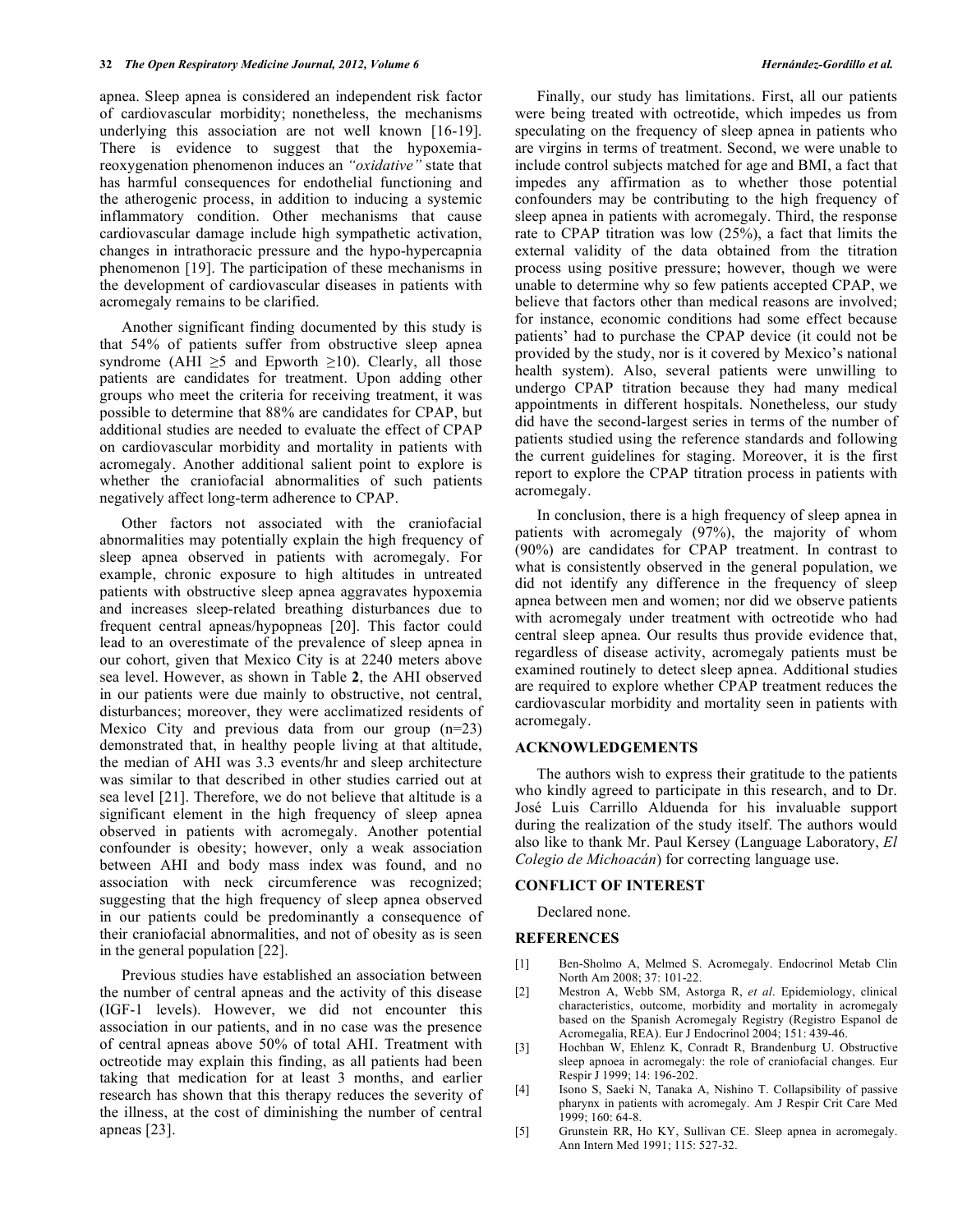apnea. Sleep apnea is considered an independent risk factor of cardiovascular morbidity; nonetheless, the mechanisms underlying this association are not well known [16-19]. There is evidence to suggest that the hypoxemia-reoxygenation phenomenon induces an *"oxidative"* state that has harmful consequences for endothelial functioning and the atherogenic process, in addition to inducing a systemic inflammatory condition. Other mechanisms that cause cardiovascular damage include high sympathetic activation, changes in intrathoracic pressure and the hypo-hypercapnia phenomenon [19]. The participation of these mechanisms in the development of cardiovascular diseases in patients with acromegaly remains to be clarified.

Another significant finding documented by this study is that 54% of patients suffer from obstructive sleep apnea syndrome (AHI $\geq$5 and Epworth $\geq$10). Clearly, all those patients are candidates for treatment. Upon adding other groups who meet the criteria for receiving treatment, it was possible to determine that 88% are candidates for CPAP, but additional studies are needed to evaluate the effect of CPAP on cardiovascular morbidity and mortality in patients with acromegaly. Another additional salient point to explore is whether the craniofacial abnormalities of such patients negatively affect long-term adherence to CPAP.

Other factors not associated with the craniofacial abnormalities may potentially explain the high frequency of sleep apnea observed in patients with acromegaly. For example, chronic exposure to high altitudes in untreated patients with obstructive sleep apnea aggravates hypoxemia and increases sleep-related breathing disturbances due to frequent central apneas/hypopneas [20]. This factor could lead to an overestimate of the prevalence of sleep apnea in our cohort, given that Mexico City is at 2240 meters above sea level. However, as shown in Table **2**, the AHI observed in our patients were due mainly to obstructive, not central, disturbances; moreover, they were acclimatized residents of Mexico City and previous data from our group (n=23) demonstrated that, in healthy people living at that altitude, the median of AHI was 3.3 events/hr and sleep architecture was similar to that described in other studies carried out at sea level [21]. Therefore, we do not believe that altitude is a significant element in the high frequency of sleep apnea observed in patients with acromegaly. Another potential confounder is obesity; however, only a weak association between AHI and body mass index was found, and no association with neck circumference was recognized; suggesting that the high frequency of sleep apnea observed in our patients could be predominantly a consequence of their craniofacial abnormalities, and not of obesity as is seen in the general population [22].

Previous studies have established an association between the number of central apneas and the activity of this disease (IGF-1 levels). However, we did not encounter this association in our patients, and in no case was the presence of central apneas above 50% of total AHI. Treatment with octreotide may explain this finding, as all patients had been taking that medication for at least 3 months, and earlier research has shown that this therapy reduces the severity of the illness, at the cost of diminishing the number of central apneas [23].

Finally, our study has limitations. First, all our patients were being treated with octreotide, which impedes us from speculating on the frequency of sleep apnea in patients who are virgins in terms of treatment. Second, we were unable to include control subjects matched for age and BMI, a fact that impedes any affirmation as to whether those potential confounders may be contributing to the high frequency of sleep apnea in patients with acromegaly. Third, the response rate to CPAP titration was low (25%), a fact that limits the external validity of the data obtained from the titration process using positive pressure; however, though we were unable to determine why so few patients accepted CPAP, we believe that factors other than medical reasons are involved; for instance, economic conditions had some effect because patients' had to purchase the CPAP device (it could not be provided by the study, nor is it covered by Mexico's national health system). Also, several patients were unwilling to undergo CPAP titration because they had many medical appointments in different hospitals. Nonetheless, our study did have the second-largest series in terms of the number of patients studied using the reference standards and following the current guidelines for staging. Moreover, it is the first report to explore the CPAP titration process in patients with acromegaly.

In conclusion, there is a high frequency of sleep apnea in patients with acromegaly (97%), the majority of whom (90%) are candidates for CPAP treatment. In contrast to what is consistently observed in the general population, we did not identify any difference in the frequency of sleep apnea between men and women; nor did we observe patients with acromegaly under treatment with octreotide who had central sleep apnea. Our results thus provide evidence that, regardless of disease activity, acromegaly patients must be examined routinely to detect sleep apnea. Additional studies are required to explore whether CPAP treatment reduces the cardiovascular morbidity and mortality seen in patients with acromegaly.

## ACKNOWLEDGEMENTS

The authors wish to express their gratitude to the patients who kindly agreed to participate in this research, and to Dr. José Luis Carrillo Alduenda for his invaluable support during the realization of the study itself. The authors would also like to thank Mr. Paul Kersey (Language Laboratory, *El Colegio de Michoacán*) for correcting language use.

## CONFLICT OF INTEREST

Declared none.

## REFERENCES

[1] Ben-Sholmo A, Melmed S. Acromegaly. Endocrinol Metab Clin North Am 2008; 37: 101-22.

[2] Mestron A, Webb SM, Astorga R, *et al*. Epidemiology, clinical characteristics, outcome, morbidity and mortality in acromegaly based on the Spanish Acromegaly Registry (Registro Espanol de Acromegalia, REA). Eur J Endocrinol 2004; 151: 439-46.

[3] Hochban W, Ehlenz K, Conradt R, Brandenburg U. Obstructive sleep apnoea in acromegaly: the role of craniofacial changes. Eur Respir J 1999; 14: 196-202.

[4] Isono S, Saeki N, Tanaka A, Nishino T. Collapsibility of passive pharynx in patients with acromegaly. Am J Respir Crit Care Med 1999; 160: 64-8.

[5] Grunstein RR, Ho KY, Sullivan CE. Sleep apnea in acromegaly. Ann Intern Med 1991; 115: 527-32.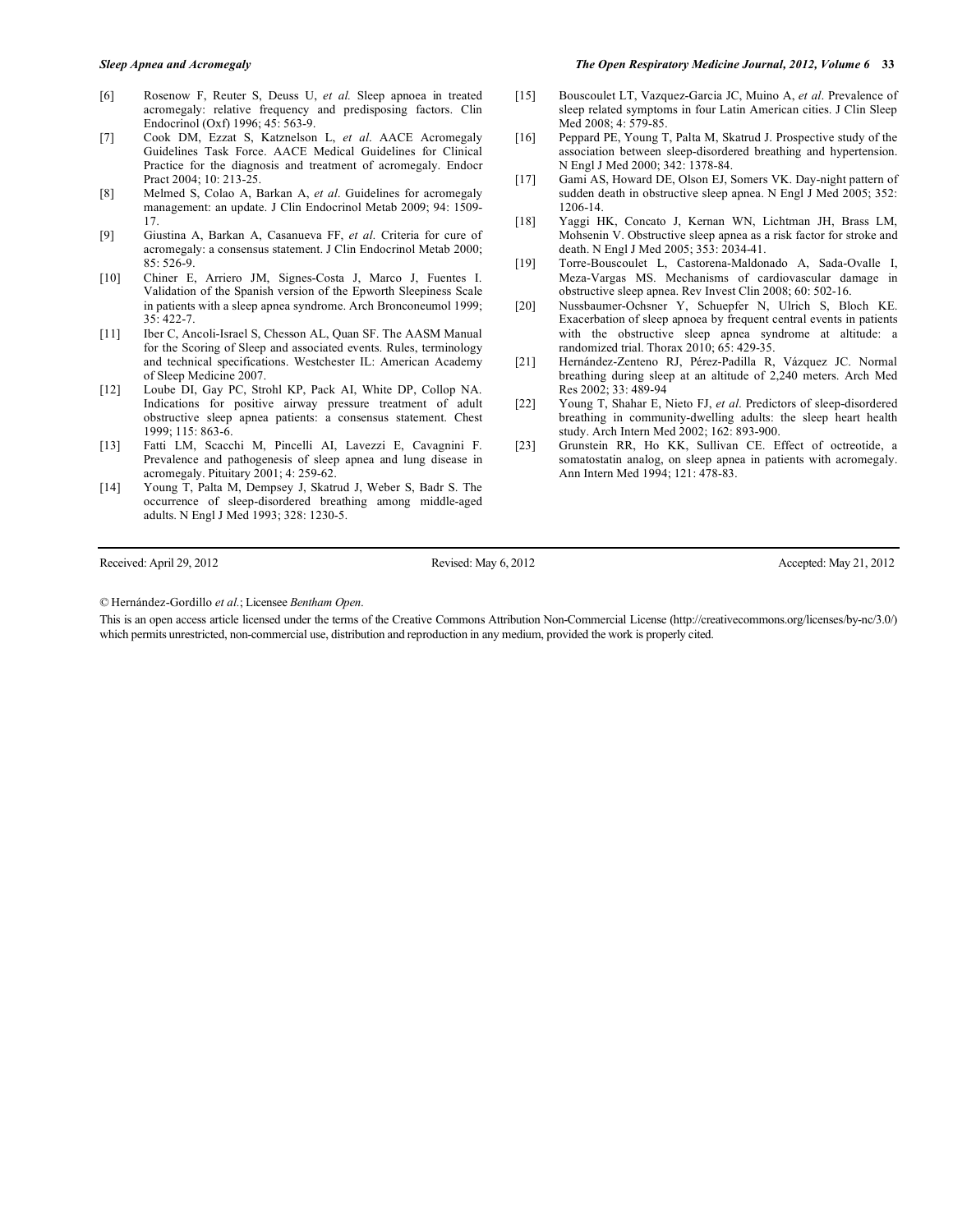[6] Rosenow F, Reuter S, Deuss U, *et al.* Sleep apnoea in treated acromegaly: relative frequency and predisposing factors. Clin Endocrinol (Oxf) 1996; 45: 563-9.

[7] Cook DM, Ezzat S, Katznelson L, *et al*. AACE Acromegaly Guidelines Task Force. AACE Medical Guidelines for Clinical Practice for the diagnosis and treatment of acromegaly. Endocr Pract 2004; 10: 213-25.

[8] Melmed S, Colao A, Barkan A, *et al*. Guidelines for acromegaly management: an update. J Clin Endocrinol Metab 2009; 94: 1509-17.

[9] Giustina A, Barkan A, Casanueva FF, *et al*. Criteria for cure of acromegaly: a consensus statement. J Clin Endocrinol Metab 2000; 85: 526-9.

[10] Chiner E, Arriero JM, Signes-Costa J, Marco J, Fuentes I. Validation of the Spanish version of the Epworth Sleepiness Scale in patients with a sleep apnea syndrome. Arch Bronconeumol 1999; 35: 422-7.

[11] Iber C, Ancoli-Israel S, Chesson AL, Quan SF. The AASM Manual for the Scoring of Sleep and associated events. Rules, terminology and technical specifications. Westchester IL: American Academy of Sleep Medicine 2007.

[12] Loube DI, Gay PC, Strohl KP, Pack AI, White DP, Collop NA. Indications for positive airway pressure treatment of adult obstructive sleep apnea patients: a consensus statement. Chest 1999; 115: 863-6.

[13] Fatti LM, Scacchi M, Pincelli AI, Lavezzi E, Cavagnini F. Prevalence and pathogenesis of sleep apnea and lung disease in acromegaly. Pituitary 2001; 4: 259-62.

[14] Young T, Palta M, Dempsey J, Skatrud J, Weber S, Badr S. The occurrence of sleep-disordered breathing among middle-aged adults. N Engl J Med 1993; 328: 1230-5.

[15] Bouscoulet LT, Vazquez-Garcia JC, Muino A, *et al*. Prevalence of sleep related symptoms in four Latin American cities. J Clin Sleep Med 2008; 4: 579-85.

[16] Peppard PE, Young T, Palta M, Skatrud J. Prospective study of the association between sleep-disordered breathing and hypertension. N Engl J Med 2000; 342: 1378-84.

[17] Gami AS, Howard DE, Olson EJ, Somers VK. Day-night pattern of sudden death in obstructive sleep apnea. N Engl J Med 2005; 352: 1206-14.

[18] Yaggi HK, Concato J, Kernan WN, Lichtman JH, Brass LM, Mohsenin V. Obstructive sleep apnea as a risk factor for stroke and death. N Engl J Med 2005; 353: 2034-41.

[19] Torre-Bouscoulet L, Castorena-Maldonado A, Sada-Ovalle I, Meza-Vargas MS. Mechanisms of cardiovascular damage in obstructive sleep apnea. Rev Invest Clin 2008; 60: 502-16.

[20] Nussbaumer-Ochsner Y, Schuepfer N, Ulrich S, Bloch KE. Exacerbation of sleep apnoea by frequent central events in patients with the obstructive sleep apnea syndrome at altitude: a randomized trial. Thorax 2010; 65: 429-35.

[21] Hernández-Zenteno RJ, Pérez-Padilla R, Vázquez JC. Normal breathing during sleep at an altitude of 2,240 meters. Arch Med Res 2002; 33: 489-94

[22] Young T, Shahar E, Nieto FJ, *et al*. Predictors of sleep-disordered breathing in community-dwelling adults: the sleep heart health study. Arch Intern Med 2002; 162: 893-900.

[23] Grunstein RR, Ho KK, Sullivan CE. Effect of octreotide, a somatostatin analog, on sleep apnea in patients with acromegaly. Ann Intern Med 1994; 121: 478-83.

---

Received: April 29, 2012 Revised: May 6, 2012 Accepted: May 21, 2012

© Hernández-Gordillo *et al*.; Licensee *Bentham Open*.

This is an open access article licensed under the terms of the Creative Commons Attribution Non-Commercial License (http://creativecommons.org/licenses/by-nc/3.0/) which permits unrestricted, non-commercial use, distribution and reproduction in any medium, provided the work is properly cited.